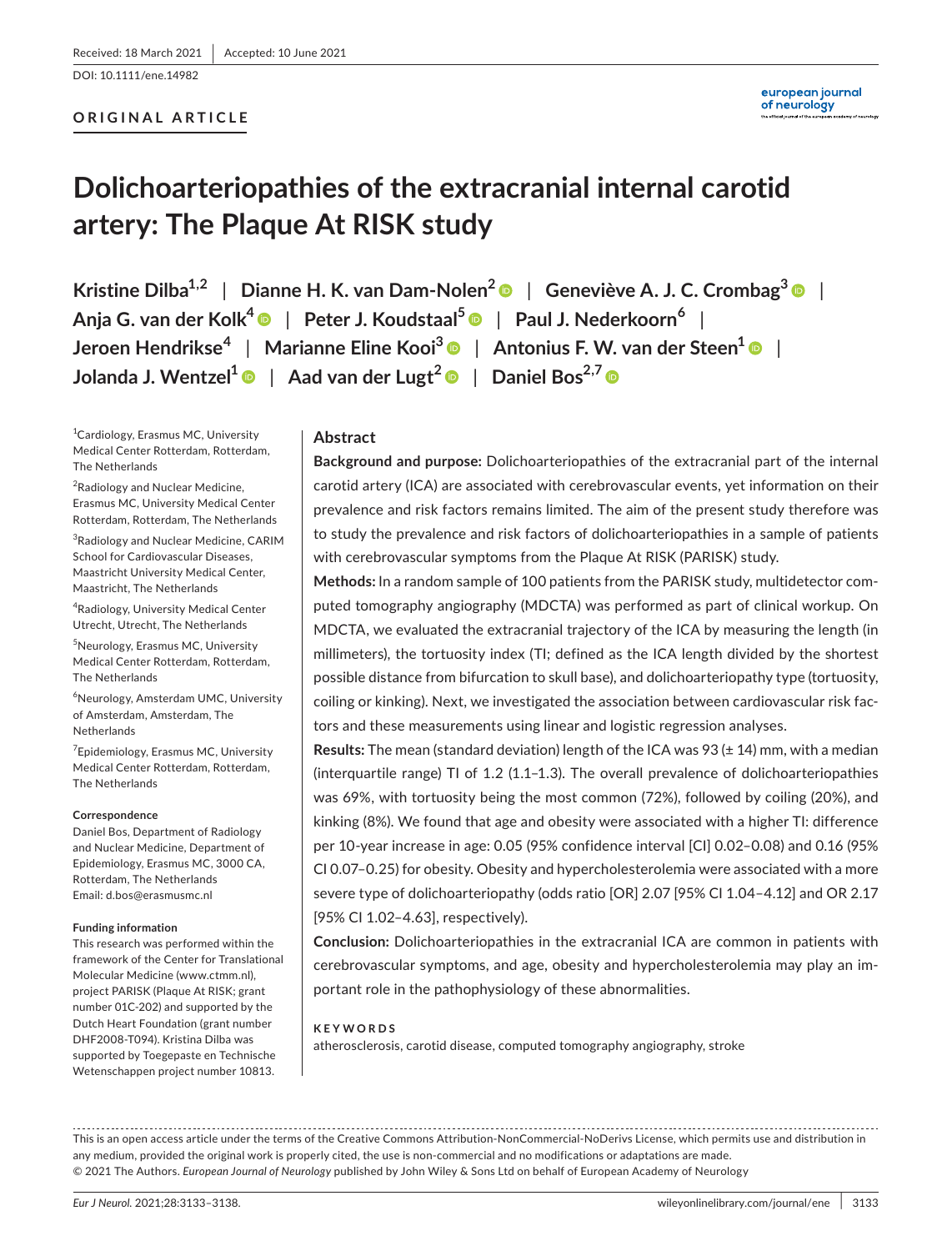Received: 18 March 2021 | Accepted: 10 June 2021

DOI: 10.1111/ene.14982

**ORIGINAL ARTICLE**

# Dolichoarteriopathies of the extracranial internal carotid artery: The Plaque At RISK study

**Kristine Dilba[1,2] | Dianne H. K. van Dam-Nolen[2] | Geneviève A. J. C. Crombag[3] | Anja G. van der Kolk[4] | Peter J. Koudstaal[5] | Paul J. Nederkoorn[6] | Jeroen Hendrikse[4] | Marianne Eline Kooi[3] | Antonius F. W. van der Steen[1] | Jolanda J. Wentzel[1] | Aad van der Lugt[2] | Daniel Bos[2,7]**

[1]Cardiology, Erasmus MC, University Medical Center Rotterdam, Rotterdam, The Netherlands

[2]Radiology and Nuclear Medicine, Erasmus MC, University Medical Center Rotterdam, Rotterdam, The Netherlands

[3]Radiology and Nuclear Medicine, CARIM School for Cardiovascular Diseases, Maastricht University Medical Center, Maastricht, The Netherlands

[4]Radiology, University Medical Center Utrecht, Utrecht, The Netherlands

[5]Neurology, Erasmus MC, University Medical Center Rotterdam, Rotterdam, The Netherlands

[6]Neurology, Amsterdam UMC, University of Amsterdam, Amsterdam, The Netherlands

[7]Epidemiology, Erasmus MC, University Medical Center Rotterdam, Rotterdam, The Netherlands

**Correspondence**

Daniel Bos, Department of Radiology and Nuclear Medicine, Department of Epidemiology, Erasmus MC, 3000 CA, Rotterdam, The Netherlands
Email: d.bos@erasmusmc.nl

**Funding information**

This research was performed within the framework of the Center for Translational Molecular Medicine (www.ctmm.nl), project PARISK (Plaque At RISK; grant number 01C-202) and supported by the Dutch Heart Foundation (grant number DHF2008-T094). Kristina Dilba was supported by Toegepaste en Technische Wetenschappen project number 10813.

## Abstract

**Background and purpose:** Dolichoarteriopathies of the extracranial part of the internal carotid artery (ICA) are associated with cerebrovascular events, yet information on their prevalence and risk factors remains limited. The aim of the present study therefore was to study the prevalence and risk factors of dolichoarteriopathies in a sample of patients with cerebrovascular symptoms from the Plaque At RISK (PARISK) study.

**Methods:** In a random sample of 100 patients from the PARISK study, multidetector computed tomography angiography (MDCTA) was performed as part of clinical workup. On MDCTA, we evaluated the extracranial trajectory of the ICA by measuring the length (in millimeters), the tortuosity index (TI; defined as the ICA length divided by the shortest possible distance from bifurcation to skull base), and dolichoarteriopathy type (tortuosity, coiling or kinking). Next, we investigated the association between cardiovascular risk factors and these measurements using linear and logistic regression analyses.

**Results:** The mean (standard deviation) length of the ICA was 93 (± 14) mm, with a median (interquartile range) TI of 1.2 (1.1–1.3). The overall prevalence of dolichoarteriopathies was 69%, with tortuosity being the most common (72%), followed by coiling (20%), and kinking (8%). We found that age and obesity were associated with a higher TI: difference per 10-year increase in age: 0.05 (95% confidence interval [CI] 0.02–0.08) and 0.16 (95% CI 0.07–0.25) for obesity. Obesity and hypercholesterolemia were associated with a more severe type of dolichoarteriopathy (odds ratio [OR] 2.07 [95% CI 1.04–4.12] and OR 2.17 [95% CI 1.02–4.63], respectively).

**Conclusion:** Dolichoarteriopathies in the extracranial ICA are common in patients with cerebrovascular symptoms, and age, obesity and hypercholesterolemia may play an important role in the pathophysiology of these abnormalities.

**KEYWORDS**

atherosclerosis, carotid disease, computed tomography angiography, stroke

This is an open access article under the terms of the Creative Commons Attribution-NonCommercial-NoDerivs License, which permits use and distribution in any medium, provided the original work is properly cited, the use is non-commercial and no modifications or adaptations are made.
© 2021 The Authors. *European Journal of Neurology* published by John Wiley & Sons Ltd on behalf of European Academy of Neurology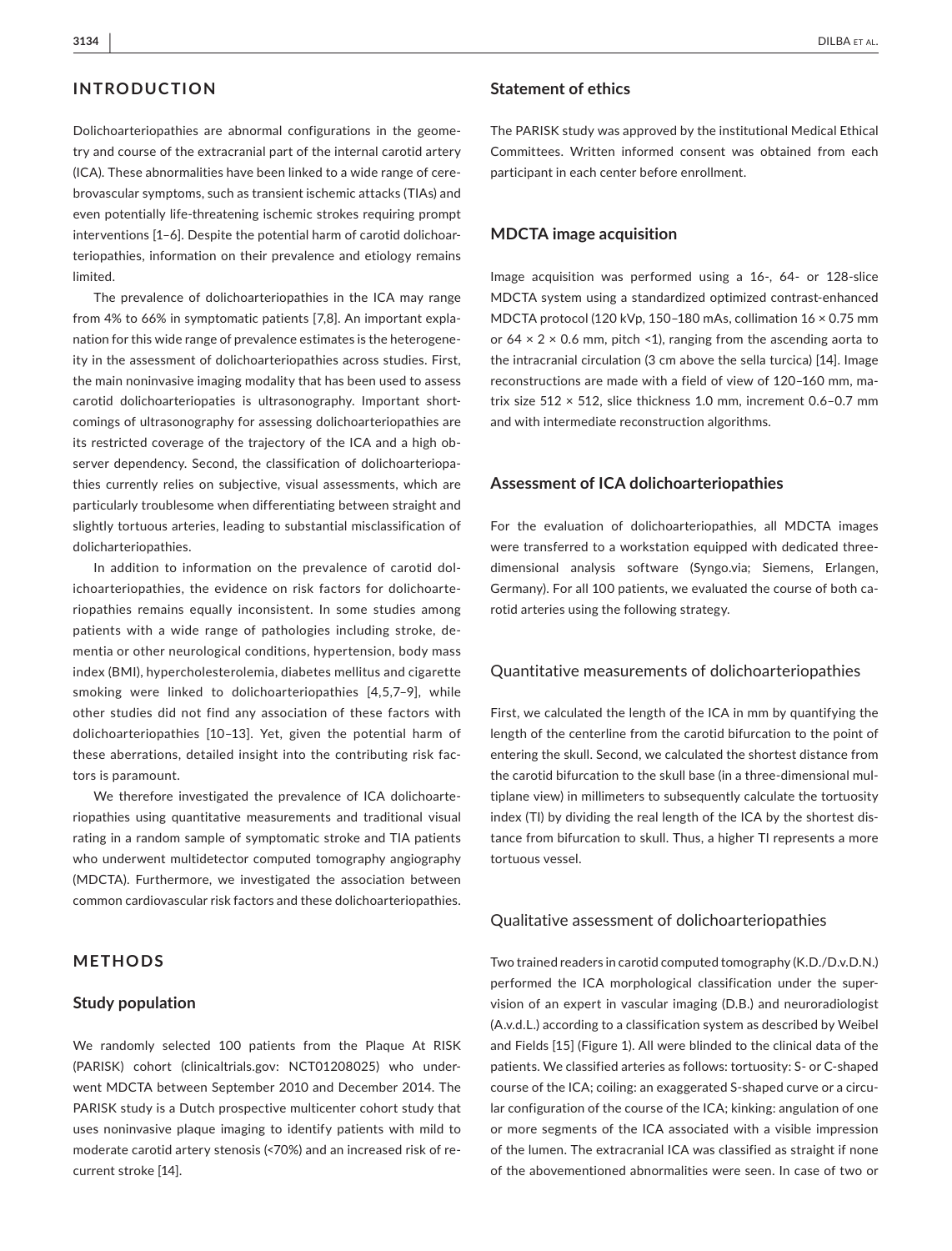## INTRODUCTION

Dolichoarteriopathies are abnormal configurations in the geometry and course of the extracranial part of the internal carotid artery (ICA). These abnormalities have been linked to a wide range of cerebrovascular symptoms, such as transient ischemic attacks (TIAs) and even potentially life-threatening ischemic strokes requiring prompt interventions [1–6]. Despite the potential harm of carotid dolichoarteriopathies, information on their prevalence and etiology remains limited.

The prevalence of dolichoarteriopathies in the ICA may range from 4% to 66% in symptomatic patients [7,8]. An important explanation for this wide range of prevalence estimates is the heterogeneity in the assessment of dolichoarteriopathies across studies. First, the main noninvasive imaging modality that has been used to assess carotid dolichoarteriopaties is ultrasonography. Important shortcomings of ultrasonography for assessing dolichoarteriopathies are its restricted coverage of the trajectory of the ICA and a high observer dependency. Second, the classification of dolichoarteriopathies currently relies on subjective, visual assessments, which are particularly troublesome when differentiating between straight and slightly tortuous arteries, leading to substantial misclassification of dolicharteriopathies.

In addition to information on the prevalence of carotid dolichoarteriopathies, the evidence on risk factors for dolichoarteriopathies remains equally inconsistent. In some studies among patients with a wide range of pathologies including stroke, dementia or other neurological conditions, hypertension, body mass index (BMI), hypercholesterolemia, diabetes mellitus and cigarette smoking were linked to dolichoarteriopathies [4,5,7–9], while other studies did not find any association of these factors with dolichoarteriopathies [10–13]. Yet, given the potential harm of these aberrations, detailed insight into the contributing risk factors is paramount.

We therefore investigated the prevalence of ICA dolichoarteriopathies using quantitative measurements and traditional visual rating in a random sample of symptomatic stroke and TIA patients who underwent multidetector computed tomography angiography (MDCTA). Furthermore, we investigated the association between common cardiovascular risk factors and these dolichoarteriopathies.

## METHODS

### Study population

We randomly selected 100 patients from the Plaque At RISK (PARISK) cohort (clinicaltrials.gov: NCT01208025) who underwent MDCTA between September 2010 and December 2014. The PARISK study is a Dutch prospective multicenter cohort study that uses noninvasive plaque imaging to identify patients with mild to moderate carotid artery stenosis (<70%) and an increased risk of recurrent stroke [14].

### Statement of ethics

The PARISK study was approved by the institutional Medical Ethical Committees. Written informed consent was obtained from each participant in each center before enrollment.

### MDCTA image acquisition

Image acquisition was performed using a 16-, 64- or 128-slice MDCTA system using a standardized optimized contrast-enhanced MDCTA protocol (120 kVp, 150–180 mAs, collimation 16 × 0.75 mm or 64 × 2 × 0.6 mm, pitch <1), ranging from the ascending aorta to the intracranial circulation (3 cm above the sella turcica) [14]. Image reconstructions are made with a field of view of 120–160 mm, matrix size 512 × 512, slice thickness 1.0 mm, increment 0.6–0.7 mm and with intermediate reconstruction algorithms.

### Assessment of ICA dolichoarteriopathies

For the evaluation of dolichoarteriopathies, all MDCTA images were transferred to a workstation equipped with dedicated three-dimensional analysis software (Syngo.via; Siemens, Erlangen, Germany). For all 100 patients, we evaluated the course of both carotid arteries using the following strategy.

#### Quantitative measurements of dolichoarteriopathies

First, we calculated the length of the ICA in mm by quantifying the length of the centerline from the carotid bifurcation to the point of entering the skull. Second, we calculated the shortest distance from the carotid bifurcation to the skull base (in a three-dimensional multiplane view) in millimeters to subsequently calculate the tortuosity index (TI) by dividing the real length of the ICA by the shortest distance from bifurcation to skull. Thus, a higher TI represents a more tortuous vessel.

#### Qualitative assessment of dolichoarteriopathies

Two trained readers in carotid computed tomography (K.D./D.v.D.N.) performed the ICA morphological classification under the supervision of an expert in vascular imaging (D.B.) and neuroradiologist (A.v.d.L.) according to a classification system as described by Weibel and Fields [15] (Figure 1). All were blinded to the clinical data of the patients. We classified arteries as follows: tortuosity: S- or C-shaped course of the ICA; coiling: an exaggerated S-shaped curve or a circular configuration of the course of the ICA; kinking: angulation of one or more segments of the ICA associated with a visible impression of the lumen. The extracranial ICA was classified as straight if none of the abovementioned abnormalities were seen. In case of two or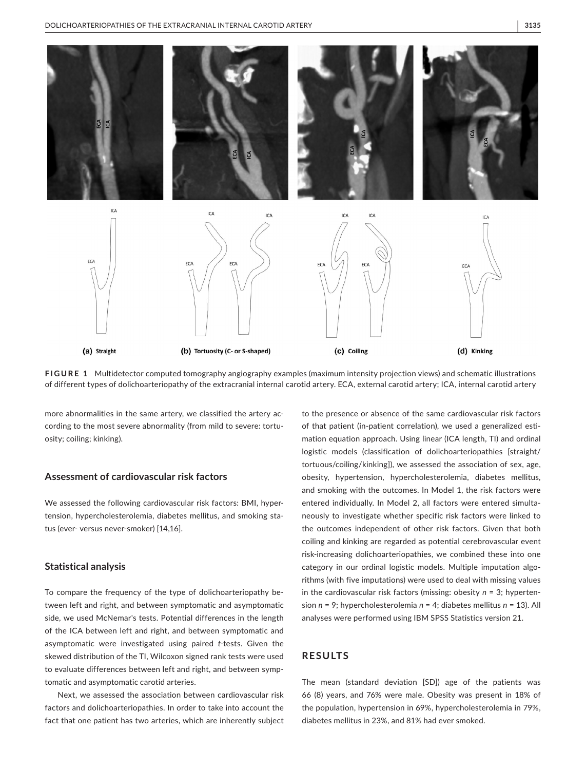**FIGURE 1** Multidetector computed tomography angiography examples (maximum intensity projection views) and schematic illustrations of different types of dolichoarteriopathy of the extracranial internal carotid artery. ECA, external carotid artery; ICA, internal carotid artery

more abnormalities in the same artery, we classified the artery according to the most severe abnormality (from mild to severe: tortuosity; coiling; kinking).

## Assessment of cardiovascular risk factors

We assessed the following cardiovascular risk factors: BMI, hypertension, hypercholesterolemia, diabetes mellitus, and smoking status (ever- versus never-smoker) [14,16].

## Statistical analysis

To compare the frequency of the type of dolichoarteriopathy between left and right, and between symptomatic and asymptomatic side, we used McNemar's tests. Potential differences in the length of the ICA between left and right, and between symptomatic and asymptomatic were investigated using paired *t*-tests. Given the skewed distribution of the TI, Wilcoxon signed rank tests were used to evaluate differences between left and right, and between symptomatic and asymptomatic carotid arteries.

Next, we assessed the association between cardiovascular risk factors and dolichoarteriopathies. In order to take into account the fact that one patient has two arteries, which are inherently subject to the presence or absence of the same cardiovascular risk factors of that patient (in-patient correlation), we used a generalized estimation equation approach. Using linear (ICA length, TI) and ordinal logistic models (classification of dolichoarteriopathies [straight/tortuous/coiling/kinking]), we assessed the association of sex, age, obesity, hypertension, hypercholesterolemia, diabetes mellitus, and smoking with the outcomes. In Model 1, the risk factors were entered individually. In Model 2, all factors were entered simultaneously to investigate whether specific risk factors were linked to the outcomes independent of other risk factors. Given that both coiling and kinking are regarded as potential cerebrovascular event risk-increasing dolichoarteriopathies, we combined these into one category in our ordinal logistic models. Multiple imputation algorithms (with five imputations) were used to deal with missing values in the cardiovascular risk factors (missing: obesity $n$ = 3; hypertension $n$ = 9; hypercholesterolemia $n$ = 4; diabetes mellitus $n$ = 13). All analyses were performed using IBM SPSS Statistics version 21.

## RESULTS

The mean (standard deviation [SD]) age of the patients was 66 (8) years, and 76% were male. Obesity was present in 18% of the population, hypertension in 69%, hypercholesterolemia in 79%, diabetes mellitus in 23%, and 81% had ever smoked.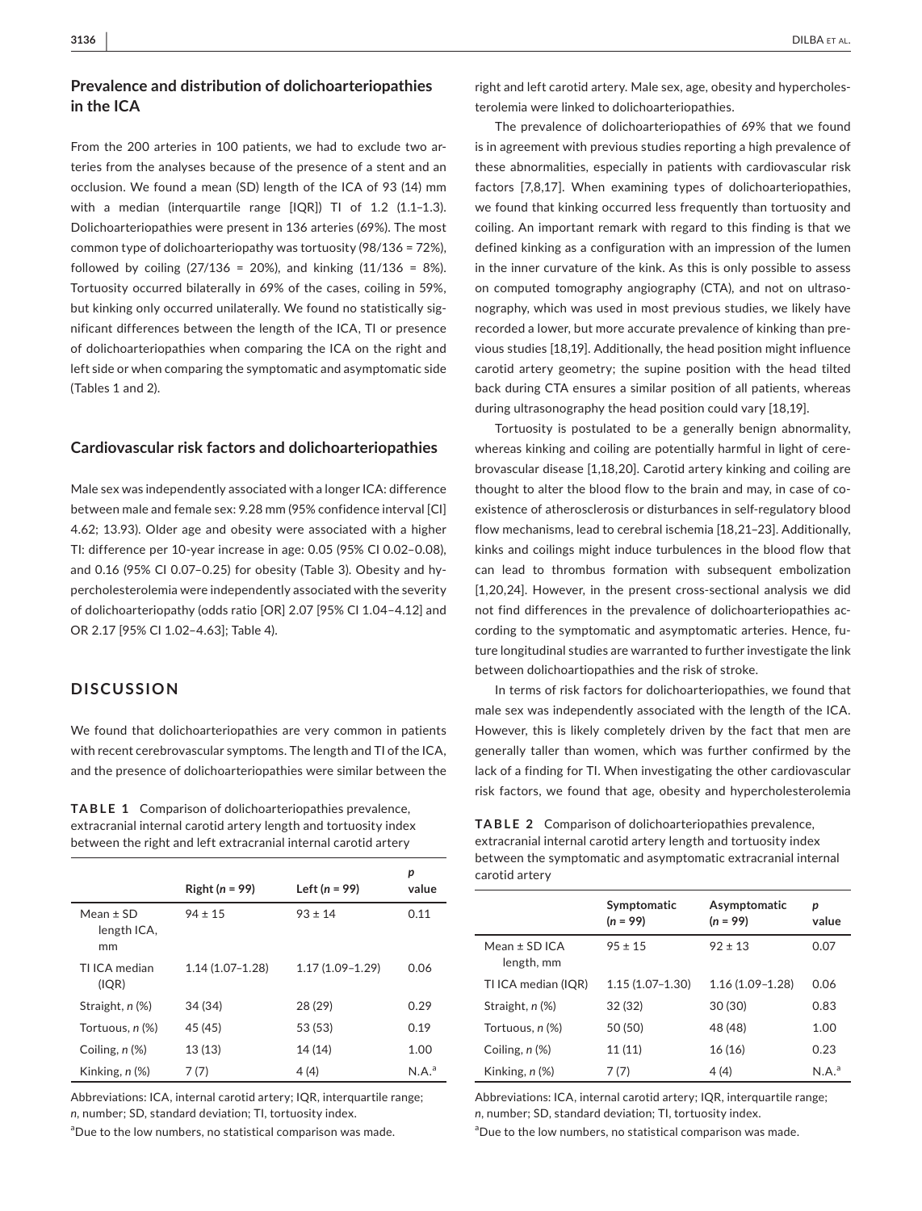## Prevalence and distribution of dolichoarteriopathies in the ICA

From the 200 arteries in 100 patients, we had to exclude two arteries from the analyses because of the presence of a stent and an occlusion. We found a mean (SD) length of the ICA of 93 (14) mm with a median (interquartile range [IQR]) TI of 1.2 (1.1–1.3). Dolichoarteriopathies were present in 136 arteries (69%). The most common type of dolichoarteriopathy was tortuosity (98/136 = 72%), followed by coiling (27/136 = 20%), and kinking (11/136 = 8%). Tortuosity occurred bilaterally in 69% of the cases, coiling in 59%, but kinking only occurred unilaterally. We found no statistically significant differences between the length of the ICA, TI or presence of dolichoarteriopathies when comparing the ICA on the right and left side or when comparing the symptomatic and asymptomatic side (Tables 1 and 2).

## Cardiovascular risk factors and dolichoarteriopathies

Male sex was independently associated with a longer ICA: difference between male and female sex: 9.28 mm (95% confidence interval [CI] 4.62; 13.93). Older age and obesity were associated with a higher TI: difference per 10-year increase in age: 0.05 (95% CI 0.02–0.08), and 0.16 (95% CI 0.07–0.25) for obesity (Table 3). Obesity and hypercholesterolemia were independently associated with the severity of dolichoarteriopathy (odds ratio [OR] 2.07 [95% CI 1.04–4.12] and OR 2.17 [95% CI 1.02–4.63]; Table 4).

# DISCUSSION

We found that dolichoarteriopathies are very common in patients with recent cerebrovascular symptoms. The length and TI of the ICA, and the presence of dolichoarteriopathies were similar between the right and left carotid artery. Male sex, age, obesity and hypercholesterolemia were linked to dolichoarteriopathies.

The prevalence of dolichoarteriopathies of 69% that we found is in agreement with previous studies reporting a high prevalence of these abnormalities, especially in patients with cardiovascular risk factors [7,8,17]. When examining types of dolichoarteriopathies, we found that kinking occurred less frequently than tortuosity and coiling. An important remark with regard to this finding is that we defined kinking as a configuration with an impression of the lumen in the inner curvature of the kink. As this is only possible to assess on computed tomography angiography (CTA), and not on ultrasonography, which was used in most previous studies, we likely have recorded a lower, but more accurate prevalence of kinking than previous studies [18,19]. Additionally, the head position might influence carotid artery geometry; the supine position with the head tilted back during CTA ensures a similar position of all patients, whereas during ultrasonography the head position could vary [18,19].

Tortuosity is postulated to be a generally benign abnormality, whereas kinking and coiling are potentially harmful in light of cerebrovascular disease [1,18,20]. Carotid artery kinking and coiling are thought to alter the blood flow to the brain and may, in case of coexistence of atherosclerosis or disturbances in self-regulatory blood flow mechanisms, lead to cerebral ischemia [18,21–23]. Additionally, kinks and coilings might induce turbulences in the blood flow that can lead to thrombus formation with subsequent embolization [1,20,24]. However, in the present cross-sectional analysis we did not find differences in the prevalence of dolichoarteriopathies according to the symptomatic and asymptomatic arteries. Hence, future longitudinal studies are warranted to further investigate the link between dolichoartiopathies and the risk of stroke.

In terms of risk factors for dolichoarteriopathies, we found that male sex was independently associated with the length of the ICA. However, this is likely completely driven by the fact that men are generally taller than women, which was further confirmed by the lack of a finding for TI. When investigating the other cardiovascular risk factors, we found that age, obesity and hypercholesterolemia

**TABLE 1** Comparison of dolichoarteriopathies prevalence, extracranial internal carotid artery length and tortuosity index between the right and left extracranial internal carotid artery

| | Right (*n* = 99) | Left (*n* = 99) | *p* value |
|---|---|---|---|
| Mean ± SD length ICA, mm | 94 ± 15 | 93 ± 14 | 0.11 |
| TI ICA median (IQR) | 1.14 (1.07–1.28) | 1.17 (1.09–1.29) | 0.06 |
| Straight, *n* (%) | 34 (34) | 28 (29) | 0.29 |
| Tortuous, *n* (%) | 45 (45) | 53 (53) | 0.19 |
| Coiling, *n* (%) | 13 (13) | 14 (14) | 1.00 |
| Kinking, *n* (%) | 7 (7) | 4 (4) | N.A.[a] |

Abbreviations: ICA, internal carotid artery; IQR, interquartile range; *n*, number; SD, standard deviation; TI, tortuosity index.

[a]Due to the low numbers, no statistical comparison was made.

**TABLE 2** Comparison of dolichoarteriopathies prevalence, extracranial internal carotid artery length and tortuosity index between the symptomatic and asymptomatic extracranial internal carotid artery

| | Symptomatic (*n* = 99) | Asymptomatic (*n* = 99) | *p* value |
|---|---|---|---|
| Mean ± SD ICA length, mm | 95 ± 15 | 92 ± 13 | 0.07 |
| TI ICA median (IQR) | 1.15 (1.07–1.30) | 1.16 (1.09–1.28) | 0.06 |
| Straight, *n* (%) | 32 (32) | 30 (30) | 0.83 |
| Tortuous, *n* (%) | 50 (50) | 48 (48) | 1.00 |
| Coiling, *n* (%) | 11 (11) | 16 (16) | 0.23 |
| Kinking, *n* (%) | 7 (7) | 4 (4) | N.A.[a] |

Abbreviations: ICA, internal carotid artery; IQR, interquartile range; *n*, number; SD, standard deviation; TI, tortuosity index.

[a]Due to the low numbers, no statistical comparison was made.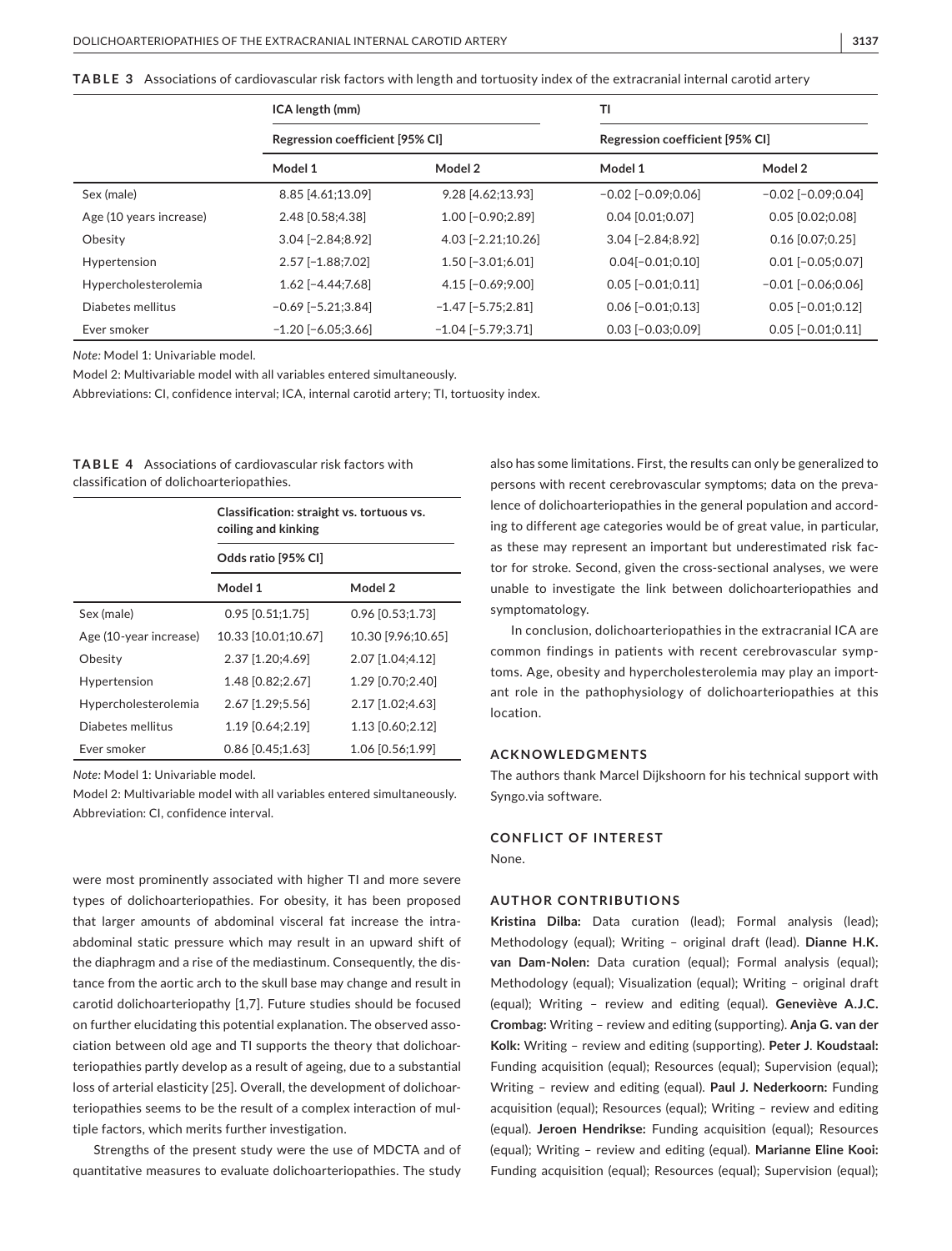**TABLE 3** Associations of cardiovascular risk factors with length and tortuosity index of the extracranial internal carotid artery

| | ICA length (mm) | | TI | |
|---|---|---|---|---|
| | Regression coefficient [95% CI] | | Regression coefficient [95% CI] | |
| | Model 1 | Model 2 | Model 1 | Model 2 |
| Sex (male) | 8.85 [4.61;13.09] | 9.28 [4.62;13.93] | −0.02 [−0.09;0.06] | −0.02 [−0.09;0.04] |
| Age (10 years increase) | 2.48 [0.58;4.38] | 1.00 [−0.90;2.89] | 0.04 [0.01;0.07] | 0.05 [0.02;0.08] |
| Obesity | 3.04 [−2.84;8.92] | 4.03 [−2.21;10.26] | 3.04 [−2.84;8.92] | 0.16 [0.07;0.25] |
| Hypertension | 2.57 [−1.88;7.02] | 1.50 [−3.01;6.01] | 0.04[−0.01;0.10] | 0.01 [−0.05;0.07] |
| Hypercholesterolemia | 1.62 [−4.44;7.68] | 4.15 [−0.69;9.00] | 0.05 [−0.01;0.11] | −0.01 [−0.06;0.06] |
| Diabetes mellitus | −0.69 [−5.21;3.84] | −1.47 [−5.75;2.81] | 0.06 [−0.01;0.13] | 0.05 [−0.01;0.12] |
| Ever smoker | −1.20 [−6.05;3.66] | −1.04 [−5.79;3.71] | 0.03 [−0.03;0.09] | 0.05 [−0.01;0.11] |

*Note:* Model 1: Univariable model.

Model 2: Multivariable model with all variables entered simultaneously.

Abbreviations: CI, confidence interval; ICA, internal carotid artery; TI, tortuosity index.

**TABLE 4** Associations of cardiovascular risk factors with classification of dolichoarteriopathies.

| | Classification: straight vs. tortuous vs. coiling and kinking | |
|---|---|---|
| | Odds ratio [95% CI] | |
| | Model 1 | Model 2 |
| Sex (male) | 0.95 [0.51;1.75] | 0.96 [0.53;1.73] |
| Age (10-year increase) | 10.33 [10.01;10.67] | 10.30 [9.96;10.65] |
| Obesity | 2.37 [1.20;4.69] | 2.07 [1.04;4.12] |
| Hypertension | 1.48 [0.82;2.67] | 1.29 [0.70;2.40] |
| Hypercholesterolemia | 2.67 [1.29;5.56] | 2.17 [1.02;4.63] |
| Diabetes mellitus | 1.19 [0.64;2.19] | 1.13 [0.60;2.12] |
| Ever smoker | 0.86 [0.45;1.63] | 1.06 [0.56;1.99] |

*Note:* Model 1: Univariable model.

Model 2: Multivariable model with all variables entered simultaneously.

Abbreviation: CI, confidence interval.

were most prominently associated with higher TI and more severe types of dolichoarteriopathies. For obesity, it has been proposed that larger amounts of abdominal visceral fat increase the intra-abdominal static pressure which may result in an upward shift of the diaphragm and a rise of the mediastinum. Consequently, the distance from the aortic arch to the skull base may change and result in carotid dolichoarteriopathy [1,7]. Future studies should be focused on further elucidating this potential explanation. The observed association between old age and TI supports the theory that dolichoarteriopathies partly develop as a result of ageing, due to a substantial loss of arterial elasticity [25]. Overall, the development of dolichoarteriopathies seems to be the result of a complex interaction of multiple factors, which merits further investigation.

Strengths of the present study were the use of MDCTA and of quantitative measures to evaluate dolichoarteriopathies. The study also has some limitations. First, the results can only be generalized to persons with recent cerebrovascular symptoms; data on the prevalence of dolichoarteriopathies in the general population and according to different age categories would be of great value, in particular, as these may represent an important but underestimated risk factor for stroke. Second, given the cross-sectional analyses, we were unable to investigate the link between dolichoarteriopathies and symptomatology.

In conclusion, dolichoarteriopathies in the extracranial ICA are common findings in patients with recent cerebrovascular symptoms. Age, obesity and hypercholesterolemia may play an important role in the pathophysiology of dolichoarteriopathies at this location.

## ACKNOWLEDGMENTS

The authors thank Marcel Dijkshoorn for his technical support with Syngo.via software.

## CONFLICT OF INTEREST

None.

## AUTHOR CONTRIBUTIONS

**Kristina Dilba:** Data curation (lead); Formal analysis (lead); Methodology (equal); Writing – original draft (lead). **Dianne H.K. van Dam-Nolen:** Data curation (equal); Formal analysis (equal); Methodology (equal); Visualization (equal); Writing – original draft (equal); Writing – review and editing (equal). **Geneviève A.J.C. Crombag:** Writing – review and editing (supporting). **Anja G. van der Kolk:** Writing – review and editing (supporting). **Peter J. Koudstaal:** Funding acquisition (equal); Resources (equal); Supervision (equal); Writing – review and editing (equal). **Paul J. Nederkoorn:** Funding acquisition (equal); Resources (equal); Writing – review and editing (equal). **Jeroen Hendrikse:** Funding acquisition (equal); Resources (equal); Writing – review and editing (equal). **Marianne Eline Kooi:** Funding acquisition (equal); Resources (equal); Supervision (equal);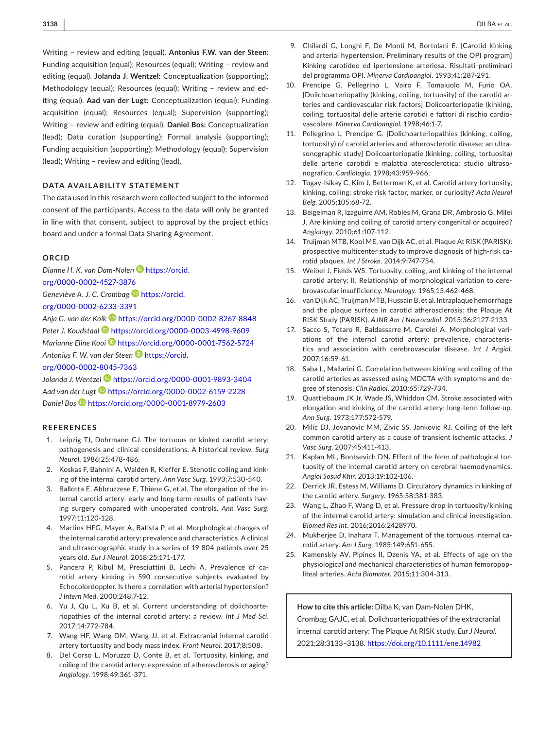Writing – review and editing (equal). **Antonius F.W. van der Steen:** Funding acquisition (equal); Resources (equal); Writing – review and editing (equal). **Jolanda J. Wentzel:** Conceptualization (supporting); Methodology (equal); Resources (equal); Writing – review and editing (equal). **Aad van der Lugt:** Conceptualization (equal); Funding acquisition (equal); Resources (equal); Supervision (supporting); Writing – review and editing (equal). **Daniel Bos:** Conceptualization (lead); Data curation (supporting); Formal analysis (supporting); Funding acquisition (supporting); Methodology (equal); Supervision (lead); Writing – review and editing (lead).

## DATA AVAILABILITY STATEMENT

The data used in this research were collected subject to the informed consent of the participants. Access to the data will only be granted in line with that consent, subject to approval by the project ethics board and under a formal Data Sharing Agreement.

## ORCID

*Dianne H. K. van Dam-Nolen* https://orcid.org/0000-0002-4527-3876
*Geneviève A. J. C. Crombag* https://orcid.org/0000-0002-6233-3391
*Anja G. van der Kolk* https://orcid.org/0000-0002-8267-8848
*Peter J. Koudstaal* https://orcid.org/0000-0003-4998-9609
*Marianne Eline Kooi* https://orcid.org/0000-0001-7562-5724
*Antonius F. W. van der Steen* https://orcid.org/0000-0002-8045-7363
*Jolanda J. Wentzel* https://orcid.org/0000-0001-9893-3404
*Aad van der Lugt* https://orcid.org/0000-0002-6159-2228
*Daniel Bos* https://orcid.org/0000-0001-8979-2603

## REFERENCES

1. Leipzig TJ, Dohrmann GJ. The tortuous or kinked carotid artery: pathogenesis and clinical considerations. A historical review. *Surg Neurol*. 1986;25:478-486.
2. Koskas F, Bahnini A, Walden R, Kieffer E. Stenotic coiling and kinking of the internal carotid artery. *Ann Vasc Surg*. 1993;7:530-540.
3. Ballotta E, Abbruzzese E, Thiene G, et al. The elongation of the internal carotid artery: early and long-term results of patients having surgery compared with unoperated controls. *Ann Vasc Surg*. 1997;11:120-128.
4. Martins HFG, Mayer A, Batista P, et al. Morphological changes of the internal carotid artery: prevalence and characteristics. A clinical and ultrasonographic study in a series of 19 804 patients over 25 years old. *Eur J Neurol*. 2018;25:171-177.
5. Pancera P, Ribul M, Presciuttini B, Lechi A. Prevalence of carotid artery kinking in 590 consecutive subjects evaluated by Echocolordoppler. Is there a correlation with arterial hypertension? *J Intern Med*. 2000;248;7-12.
6. Yu J, Qu L, Xu B, et al. Current understanding of dolichoarteriopathies of the internal carotid artery: a review. *Int J Med Sci*. 2017;14:772-784.
7. Wang HF, Wang DM, Wang JJ, et al. Extracranial internal carotid artery tortuosity and body mass index. *Front Neurol*. 2017;8:508.
8. Del Corso L, Moruzzo D, Conte B, et al. Tortuosity, kinking, and coiling of the carotid artery: expression of atherosclerosis or aging? *Angiology*. 1998;49:361-371.
9. Ghilardi G, Longhi F, De Monti M, Bortolani E. [Carotid kinking and arterial hypertension. Preliminary results of the OPI program] Kinking carotideo ed ipertensione arteriosa. Risultati preliminari del programma OPI. *Minerva Cardioangiol*. 1993;41:287-291.
10. Prencipe G, Pellegrino L, Vairo F, Tomaiuolo M, Furio OA. [Dolichoarteriopathy (kinking, coiling, tortuosity) of the carotid arteries and cardiovascular risk factors] Dolicoarteriopatie (kinking, coiling, tortuosita) delle arterie carotidi e fattori di rischio cardiovascolare. *Minerva Cardioangiol*. 1998;46:1-7.
11. Pellegrino L, Prencipe G. [Dolichoarteriopathies (kinking, coiling, tortuosity) of carotid arteries and atherosclerotic disease: an ultrasonographic study] Dolicoarteriopatie (kinking, coiling, tortuosita) delle arterie carotidi e malattia aterosclerotica: studio ultrasonografico. *Cardiologia*. 1998;43:959-966.
12. Togay-Isikay C, Kim J, Betterman K, et al. Carotid artery tortuosity, kinking, coiling: stroke risk factor, marker, or curiosity? *Acta Neurol Belg*. 2005;105:68-72.
13. Beigelman R, Izaguirre AM, Robles M, Grana DR, Ambrosio G, Milei J. Are kinking and coiling of carotid artery congenital or acquired? *Angiology*. 2010;61:107-112.
14. Truijman MTB, Kooi ME, van Dijk AC, et al. Plaque At RISK (PARISK): prospective multicenter study to improve diagnosis of high-risk carotid plaques. *Int J Stroke*. 2014;9:747-754.
15. Weibel J, Fields WS. Tortuosity, coiling, and kinking of the internal carotid artery: II. Relationship of morphological variation to cerebrovascular insufficiency. *Neurology*. 1965;15:462-468.
16. van Dijk AC, Truijman MTB, Hussain B, et al. Intraplaque hemorrhage and the plaque surface in carotid atherosclerosis: the Plaque At RISK Study (PARISK). *AJNR Am J Neuroradiol*. 2015;36:2127-2133.
17. Sacco S, Totaro R, Baldassarre M, Carolei A. Morphological variations of the internal carotid artery: prevalence, characteristics and association with cerebrovascular disease. *Int J Angiol*. 2007;16:59-61.
18. Saba L, Mallarini G. Correlation between kinking and coiling of the carotid arteries as assessed using MDCTA with symptoms and degree of stenosis. *Clin Radiol*. 2010;65:729-734.
19. Quattlebaum JK Jr, Wade JS, Whiddon CM. Stroke associated with elongation and kinking of the carotid artery: long-term follow-up. *Ann Surg*. 1973;177:572-579.
20. Milic DJ, Jovanovic MM, Zivic SS, Jankovic RJ. Coiling of the left common carotid artery as a cause of transient ischemic attacks. *J Vasc Surg*. 2007;45:411-413.
21. Kaplan ML, Bontsevich DN. Effect of the form of pathological tortuosity of the internal carotid artery on cerebral haemodynamics. *Angiol Sosud Khir*. 2013;19:102-106.
22. Derrick JR, Estess M, Williams D. Circulatory dynamics in kinking of the carotid artery. *Surgery*. 1965;58:381-383.
23. Wang L, Zhao F, Wang D, et al. Pressure drop in tortuosity/kinking of the internal carotid artery: simulation and clinical investigation. *Biomed Res Int*. 2016;2016:2428970.
24. Mukherjee D, Inahara T. Management of the tortuous internal carotid artery. *Am J Surg*. 1985;149:651-655.
25. Kamenskiy AV, Pipinos II, Dzenis YA, et al. Effects of age on the physiological and mechanical characteristics of human femoropopliteal arteries. *Acta Biomater*. 2015;11:304-313.

**How to cite this article:** Dilba K, van Dam-Nolen DHK, Crombag GAJC, et al. Dolichoarteriopathies of the extracranial internal carotid artery: The Plaque At RISK study. *Eur J Neurol*. 2021;28:3133–3138. https://doi.org/10.1111/ene.14982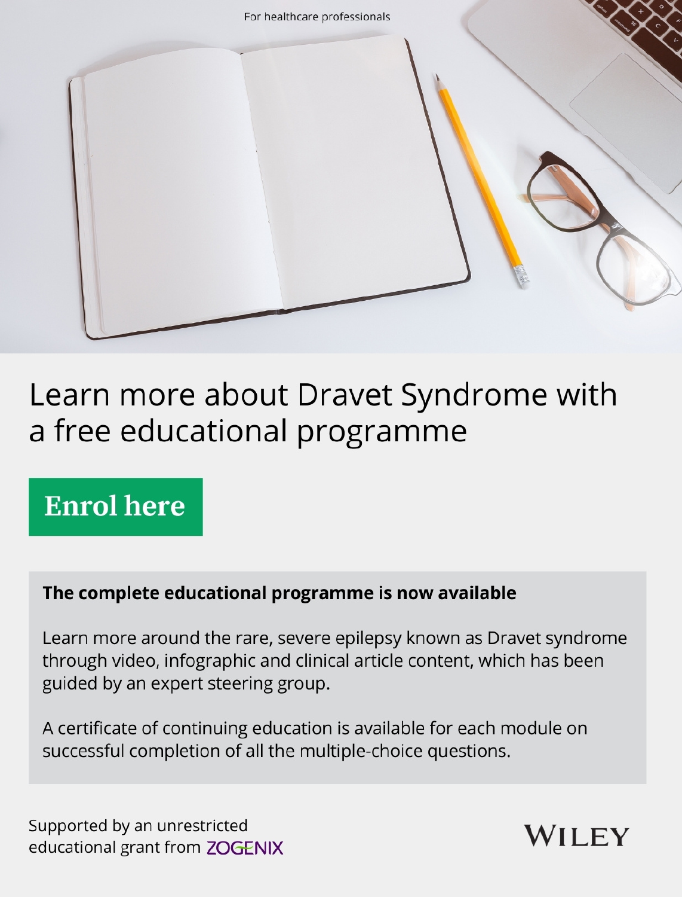For healthcare professionals

# Learn more about Dravet Syndrome with a free educational programme

**Enrol here**

**The complete educational programme is now available**

Learn more around the rare, severe epilepsy known as Dravet syndrome through video, infographic and clinical article content, which has been guided by an expert steering group.

A certificate of continuing education is available for each module on successful completion of all the multiple-choice questions.

Supported by an unrestricted educational grant from ZOGENIX

WILEY